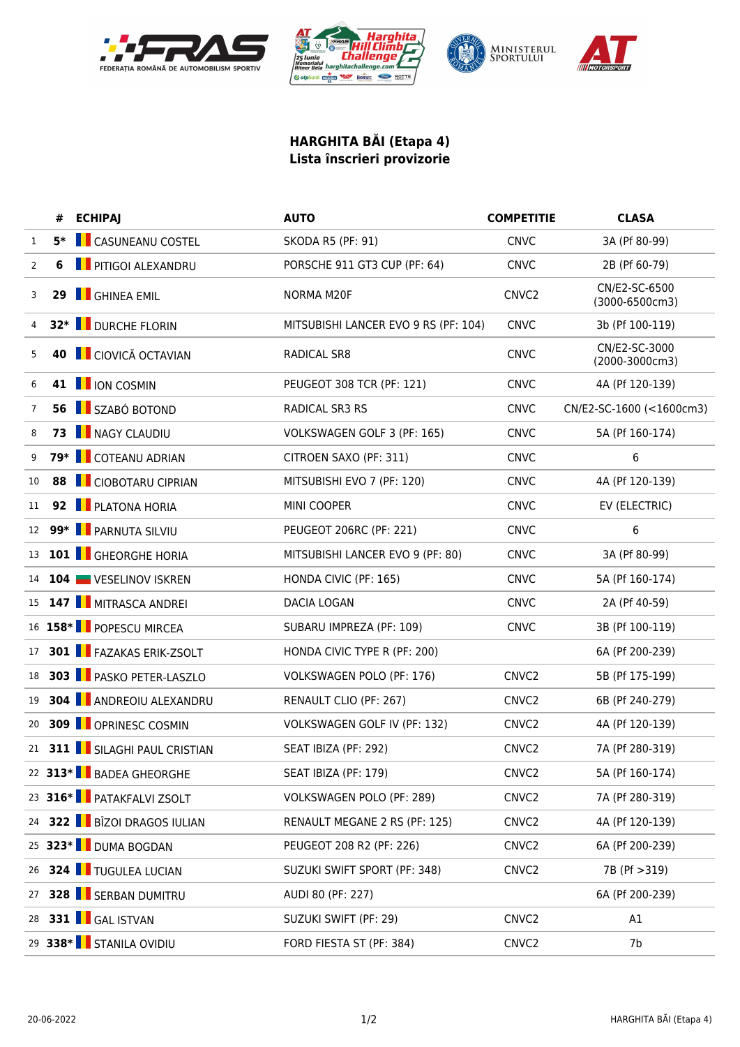**HARGHITA BĂI (Etapa 4)**
**Lista înscrieri provizorie**

| | # | ECHIPAJ | AUTO | COMPETITIE | CLASA |
|---|---|---|---|---|---|
| 1 | 5* | CASUNEANU COSTEL | SKODA R5 (PF: 91) | CNVC | 3A (Pf 80-99) |
| 2 | 6 | PITIGOI ALEXANDRU | PORSCHE 911 GT3 CUP (PF: 64) | CNVC | 2B (Pf 60-79) |
| 3 | 29 | GHINEA EMIL | NORMA M20F | CNVC2 | CN/E2-SC-6500 (3000-6500cm3) |
| 4 | 32* | DURCHE FLORIN | MITSUBISHI LANCER EVO 9 RS (PF: 104) | CNVC | 3b (Pf 100-119) |
| 5 | 40 | CIOVICĂ OCTAVIAN | RADICAL SR8 | CNVC | CN/E2-SC-3000 (2000-3000cm3) |
| 6 | 41 | ION COSMIN | PEUGEOT 308 TCR (PF: 121) | CNVC | 4A (Pf 120-139) |
| 7 | 56 | SZABÓ BOTOND | RADICAL SR3 RS | CNVC | CN/E2-SC-1600 (<1600cm3) |
| 8 | 73 | NAGY CLAUDIU | VOLKSWAGEN GOLF 3 (PF: 165) | CNVC | 5A (Pf 160-174) |
| 9 | 79* | COTEANU ADRIAN | CITROEN SAXO (PF: 311) | CNVC | 6 |
| 10 | 88 | CIOBOTARU CIPRIAN | MITSUBISHI EVO 7 (PF: 120) | CNVC | 4A (Pf 120-139) |
| 11 | 92 | PLATONA HORIA | MINI COOPER | CNVC | EV (ELECTRIC) |
| 12 | 99* | PARNUTA SILVIU | PEUGEOT 206RC (PF: 221) | CNVC | 6 |
| 13 | 101 | GHEORGHE HORIA | MITSUBISHI LANCER EVO 9 (PF: 80) | CNVC | 3A (Pf 80-99) |
| 14 | 104 | VESELINOV ISKREN | HONDA CIVIC (PF: 165) | CNVC | 5A (Pf 160-174) |
| 15 | 147 | MITRASCA ANDREI | DACIA LOGAN | CNVC | 2A (Pf 40-59) |
| 16 | 158* | POPESCU MIRCEA | SUBARU IMPREZA (PF: 109) | CNVC | 3B (Pf 100-119) |
| 17 | 301 | FAZAKAS ERIK-ZSOLT | HONDA CIVIC TYPE R (PF: 200) | | 6A (Pf 200-239) |
| 18 | 303 | PASKO PETER-LASZLO | VOLKSWAGEN POLO (PF: 176) | CNVC2 | 5B (Pf 175-199) |
| 19 | 304 | ANDREOIU ALEXANDRU | RENAULT CLIO (PF: 267) | CNVC2 | 6B (Pf 240-279) |
| 20 | 309 | OPRINESC COSMIN | VOLKSWAGEN GOLF IV (PF: 132) | CNVC2 | 4A (Pf 120-139) |
| 21 | 311 | SILAGHI PAUL CRISTIAN | SEAT IBIZA (PF: 292) | CNVC2 | 7A (Pf 280-319) |
| 22 | 313* | BADEA GHEORGHE | SEAT IBIZA (PF: 179) | CNVC2 | 5A (Pf 160-174) |
| 23 | 316* | PATAKFALVI ZSOLT | VOLKSWAGEN POLO (PF: 289) | CNVC2 | 7A (Pf 280-319) |
| 24 | 322 | BÎZOI DRAGOS IULIAN | RENAULT MEGANE 2 RS (PF: 125) | CNVC2 | 4A (Pf 120-139) |
| 25 | 323* | DUMA BOGDAN | PEUGEOT 208 R2 (PF: 226) | CNVC2 | 6A (Pf 200-239) |
| 26 | 324 | TUGULEA LUCIAN | SUZUKI SWIFT SPORT (PF: 348) | CNVC2 | 7B (Pf >319) |
| 27 | 328 | SERBAN DUMITRU | AUDI 80 (PF: 227) | | 6A (Pf 200-239) |
| 28 | 331 | GAL ISTVAN | SUZUKI SWIFT (PF: 29) | CNVC2 | A1 |
| 29 | 338* | STANILA OVIDIU | FORD FIESTA ST (PF: 384) | CNVC2 | 7b |

20-06-2022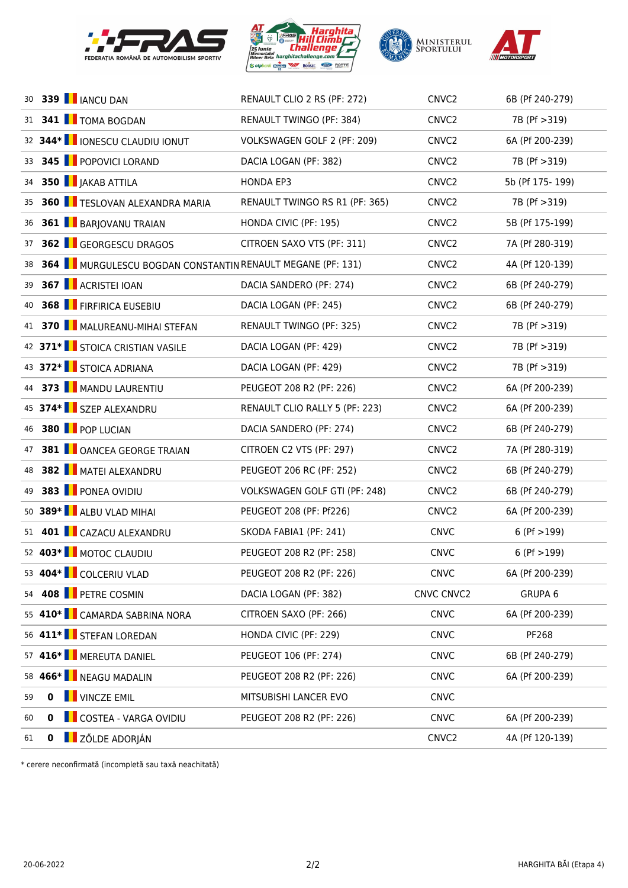| | | | | | |
|---|---|---|---|---|---|
| 30 | **339** | IANCU DAN | RENAULT CLIO 2 RS (PF: 272) | CNVC2 | 6B (Pf 240-279) |
| 31 | **341** | TOMA BOGDAN | RENAULT TWINGO (PF: 384) | CNVC2 | 7B (Pf >319) |
| 32 | **344*** | IONESCU CLAUDIU IONUT | VOLKSWAGEN GOLF 2 (PF: 209) | CNVC2 | 6A (Pf 200-239) |
| 33 | **345** | POPOVICI LORAND | DACIA LOGAN (PF: 382) | CNVC2 | 7B (Pf >319) |
| 34 | **350** | JAKAB ATTILA | HONDA EP3 | CNVC2 | 5b (Pf 175- 199) |
| 35 | **360** | TESLOVAN ALEXANDRA MARIA | RENAULT TWINGO RS R1 (PF: 365) | CNVC2 | 7B (Pf >319) |
| 36 | **361** | BARJOVANU TRAIAN | HONDA CIVIC (PF: 195) | CNVC2 | 5B (Pf 175-199) |
| 37 | **362** | GEORGESCU DRAGOS | CITROEN SAXO VTS (PF: 311) | CNVC2 | 7A (Pf 280-319) |
| 38 | **364** | MURGULESCU BOGDAN CONSTANTIN | RENAULT MEGANE (PF: 131) | CNVC2 | 4A (Pf 120-139) |
| 39 | **367** | ACRISTEI IOAN | DACIA SANDERO (PF: 274) | CNVC2 | 6B (Pf 240-279) |
| 40 | **368** | FIRFIRICA EUSEBIU | DACIA LOGAN (PF: 245) | CNVC2 | 6B (Pf 240-279) |
| 41 | **370** | MALUREANU-MIHAI STEFAN | RENAULT TWINGO (PF: 325) | CNVC2 | 7B (Pf >319) |
| 42 | **371*** | STOICA CRISTIAN VASILE | DACIA LOGAN (PF: 429) | CNVC2 | 7B (Pf >319) |
| 43 | **372*** | STOICA ADRIANA | DACIA LOGAN (PF: 429) | CNVC2 | 7B (Pf >319) |
| 44 | **373** | MANDU LAURENTIU | PEUGEOT 208 R2 (PF: 226) | CNVC2 | 6A (Pf 200-239) |
| 45 | **374*** | SZEP ALEXANDRU | RENAULT CLIO RALLY 5 (PF: 223) | CNVC2 | 6A (Pf 200-239) |
| 46 | **380** | POP LUCIAN | DACIA SANDERO (PF: 274) | CNVC2 | 6B (Pf 240-279) |
| 47 | **381** | OANCEA GEORGE TRAIAN | CITROEN C2 VTS (PF: 297) | CNVC2 | 7A (Pf 280-319) |
| 48 | **382** | MATEI ALEXANDRU | PEUGEOT 206 RC (PF: 252) | CNVC2 | 6B (Pf 240-279) |
| 49 | **383** | PONEA OVIDIU | VOLKSWAGEN GOLF GTI (PF: 248) | CNVC2 | 6B (Pf 240-279) |
| 50 | **389*** | ALBU VLAD MIHAI | PEUGEOT 208 (PF: Pf226) | CNVC2 | 6A (Pf 200-239) |
| 51 | **401** | CAZACU ALEXANDRU | SKODA FABIA1 (PF: 241) | CNVC | 6 (Pf >199) |
| 52 | **403*** | MOTOC CLAUDIU | PEUGEOT 208 R2 (PF: 258) | CNVC | 6 (Pf >199) |
| 53 | **404*** | COLCERIU VLAD | PEUGEOT 208 R2 (PF: 226) | CNVC | 6A (Pf 200-239) |
| 54 | **408** | PETRE COSMIN | DACIA LOGAN (PF: 382) | CNVC CNVC2 | GRUPA 6 |
| 55 | **410*** | CAMARDA SABRINA NORA | CITROEN SAXO (PF: 266) | CNVC | 6A (Pf 200-239) |
| 56 | **411*** | STEFAN LOREDAN | HONDA CIVIC (PF: 229) | CNVC | PF268 |
| 57 | **416*** | MEREUTA DANIEL | PEUGEOT 106 (PF: 274) | CNVC | 6B (Pf 240-279) |
| 58 | **466*** | NEAGU MADALIN | PEUGEOT 208 R2 (PF: 226) | CNVC | 6A (Pf 200-239) |
| 59 | **0** | VINCZE EMIL | MITSUBISHI LANCER EVO | CNVC | |
| 60 | **0** | COSTEA - VARGA OVIDIU | PEUGEOT 208 R2 (PF: 226) | CNVC | 6A (Pf 200-239) |
| 61 | **0** | ZŐLDE ADORJÁN | | CNVC2 | 4A (Pf 120-139) |

\* cerere neconfirmată (incompletă sau taxă neachitată)

20-06-2022

HARGHITA BĂI (Etapa 4)